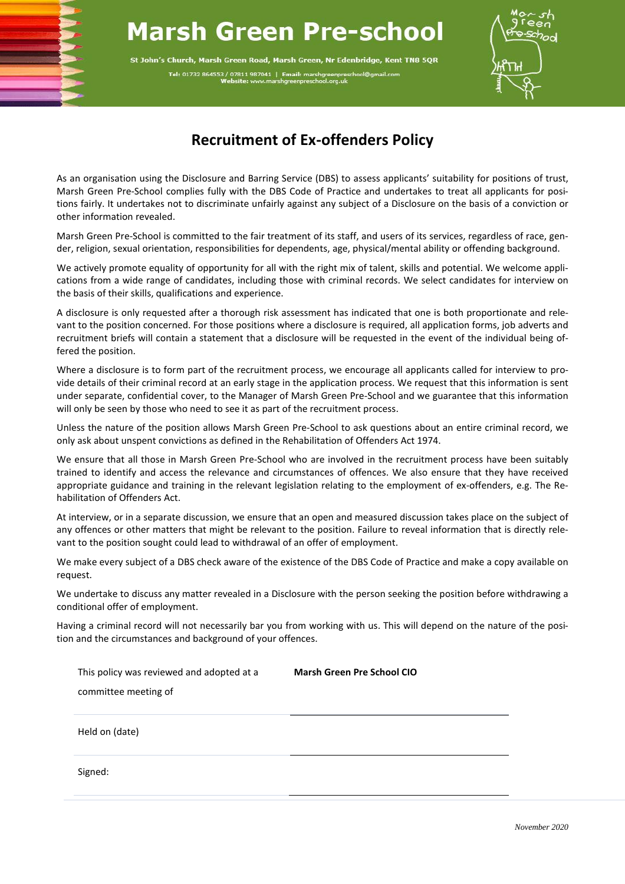# Marsh Green Pre-school

St John's Church, Marsh Green Road, Marsh Green, Nr Edenbridge, Kent TN8 5QR

Tel: 01732 864553 / 07811 987041 | Email: marshgreenpreschool@gmail.com
Website: www.marshgreenpreschool.org.uk

## Recruitment of Ex-offenders Policy

As an organisation using the Disclosure and Barring Service (DBS) to assess applicants' suitability for positions of trust, Marsh Green Pre-School complies fully with the DBS Code of Practice and undertakes to treat all applicants for positions fairly. It undertakes not to discriminate unfairly against any subject of a Disclosure on the basis of a conviction or other information revealed.

Marsh Green Pre-School is committed to the fair treatment of its staff, and users of its services, regardless of race, gender, religion, sexual orientation, responsibilities for dependents, age, physical/mental ability or offending background.

We actively promote equality of opportunity for all with the right mix of talent, skills and potential. We welcome applications from a wide range of candidates, including those with criminal records. We select candidates for interview on the basis of their skills, qualifications and experience.

A disclosure is only requested after a thorough risk assessment has indicated that one is both proportionate and relevant to the position concerned. For those positions where a disclosure is required, all application forms, job adverts and recruitment briefs will contain a statement that a disclosure will be requested in the event of the individual being offered the position.

Where a disclosure is to form part of the recruitment process, we encourage all applicants called for interview to provide details of their criminal record at an early stage in the application process. We request that this information is sent under separate, confidential cover, to the Manager of Marsh Green Pre-School and we guarantee that this information will only be seen by those who need to see it as part of the recruitment process.

Unless the nature of the position allows Marsh Green Pre-School to ask questions about an entire criminal record, we only ask about unspent convictions as defined in the Rehabilitation of Offenders Act 1974.

We ensure that all those in Marsh Green Pre-School who are involved in the recruitment process have been suitably trained to identify and access the relevance and circumstances of offences. We also ensure that they have received appropriate guidance and training in the relevant legislation relating to the employment of ex-offenders, e.g. The Rehabilitation of Offenders Act.

At interview, or in a separate discussion, we ensure that an open and measured discussion takes place on the subject of any offences or other matters that might be relevant to the position. Failure to reveal information that is directly relevant to the position sought could lead to withdrawal of an offer of employment.

We make every subject of a DBS check aware of the existence of the DBS Code of Practice and make a copy available on request.

We undertake to discuss any matter revealed in a Disclosure with the person seeking the position before withdrawing a conditional offer of employment.

Having a criminal record will not necessarily bar you from working with us. This will depend on the nature of the position and the circumstances and background of your offences.

| | |
|---|---|
| This policy was reviewed and adopted at a committee meeting of | **Marsh Green Pre School CIO** |
| Held on (date) | |
| Signed: | |

*November 2020*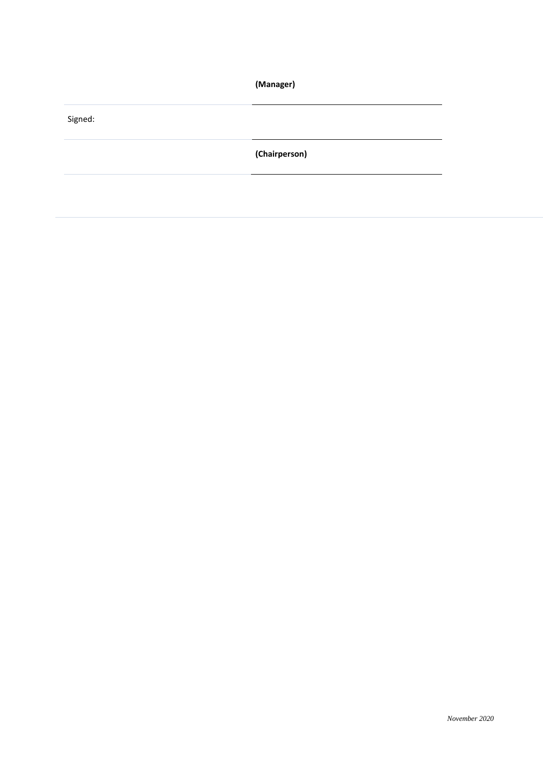| | |
|---|---|
| | **(Manager)** |
| Signed: | |
| | **(Chairperson)** |

*November 2020*